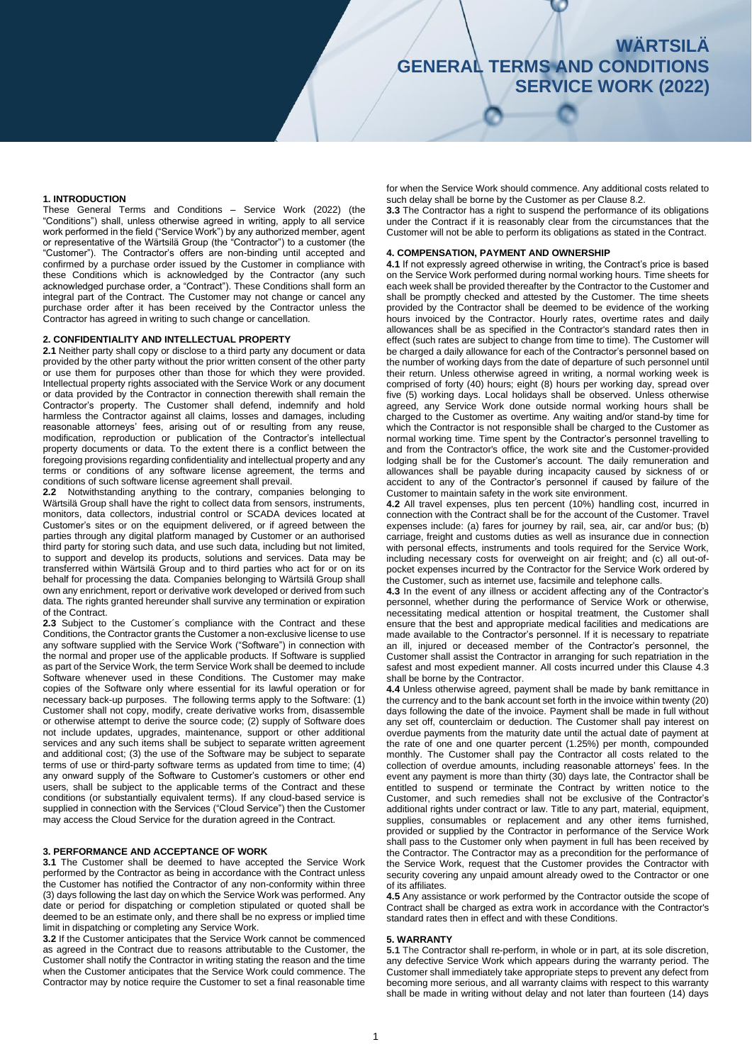# WÄRTSILÄ GENERAL TERMS AND CONDITIONS SERVICE WORK (2022)

## 1. INTRODUCTION

These General Terms and Conditions – Service Work (2022) (the "Conditions") shall, unless otherwise agreed in writing, apply to all service work performed in the field ("Service Work") by any authorized member, agent or representative of the Wärtsilä Group (the "Contractor") to a customer (the "Customer"). The Contractor's offers are non-binding until accepted and confirmed by a purchase order issued by the Customer in compliance with these Conditions which is acknowledged by the Contractor (any such acknowledged purchase order, a "Contract"). These Conditions shall form an integral part of the Contract. The Customer may not change or cancel any purchase order after it has been received by the Contractor unless the Contractor has agreed in writing to such change or cancellation.

## 2. CONFIDENTIALITY AND INTELLECTUAL PROPERTY

**2.1** Neither party shall copy or disclose to a third party any document or data provided by the other party without the prior written consent of the other party or use them for purposes other than those for which they were provided. Intellectual property rights associated with the Service Work or any document or data provided by the Contractor in connection therewith shall remain the Contractor's property. The Customer shall defend, indemnify and hold harmless the Contractor against all claims, losses and damages, including reasonable attorneys' fees, arising out of or resulting from any reuse, modification, reproduction or publication of the Contractor's intellectual property documents or data. To the extent there is a conflict between the foregoing provisions regarding confidentiality and intellectual property and any terms or conditions of any software license agreement, the terms and conditions of such software license agreement shall prevail.

**2.2** Notwithstanding anything to the contrary, companies belonging to Wärtsilä Group shall have the right to collect data from sensors, instruments, monitors, data collectors, industrial control or SCADA devices located at Customer's sites or on the equipment delivered, or if agreed between the parties through any digital platform managed by Customer or an authorised third party for storing such data, and use such data, including but not limited, to support and develop its products, solutions and services. Data may be transferred within Wärtsilä Group and to third parties who act for or on its behalf for processing the data. Companies belonging to Wärtsilä Group shall own any enrichment, report or derivative work developed or derived from such data. The rights granted hereunder shall survive any termination or expiration of the Contract.

**2.3** Subject to the Customer´s compliance with the Contract and these Conditions, the Contractor grants the Customer a non-exclusive license to use any software supplied with the Service Work ("Software") in connection with the normal and proper use of the applicable products. If Software is supplied as part of the Service Work, the term Service Work shall be deemed to include Software whenever used in these Conditions. The Customer may make copies of the Software only where essential for its lawful operation or for necessary back-up purposes. The following terms apply to the Software: (1) Customer shall not copy, modify, create derivative works from, disassemble or otherwise attempt to derive the source code; (2) supply of Software does not include updates, upgrades, maintenance, support or other additional services and any such items shall be subject to separate written agreement and additional cost; (3) the use of the Software may be subject to separate terms of use or third-party software terms as updated from time to time; (4) any onward supply of the Software to Customer's customers or other end users, shall be subject to the applicable terms of the Contract and these conditions (or substantially equivalent terms). If any cloud-based service is supplied in connection with the Services ("Cloud Service") then the Customer may access the Cloud Service for the duration agreed in the Contract.

## 3. PERFORMANCE AND ACCEPTANCE OF WORK

**3.1** The Customer shall be deemed to have accepted the Service Work performed by the Contractor as being in accordance with the Contract unless the Customer has notified the Contractor of any non-conformity within three (3) days following the last day on which the Service Work was performed. Any date or period for dispatching or completion stipulated or quoted shall be deemed to be an estimate only, and there shall be no express or implied time limit in dispatching or completing any Service Work.

**3.2** If the Customer anticipates that the Service Work cannot be commenced as agreed in the Contract due to reasons attributable to the Customer, the Customer shall notify the Contractor in writing stating the reason and the time when the Customer anticipates that the Service Work could commence. The Contractor may by notice require the Customer to set a final reasonable time for when the Service Work should commence. Any additional costs related to such delay shall be borne by the Customer as per Clause 8.2.

**3.3** The Contractor has a right to suspend the performance of its obligations under the Contract if it is reasonably clear from the circumstances that the Customer will not be able to perform its obligations as stated in the Contract.

## 4. COMPENSATION, PAYMENT AND OWNERSHIP

**4.1** If not expressly agreed otherwise in writing, the Contract's price is based on the Service Work performed during normal working hours. Time sheets for each week shall be provided thereafter by the Contractor to the Customer and shall be promptly checked and attested by the Customer. The time sheets provided by the Contractor shall be deemed to be evidence of the working hours invoiced by the Contractor. Hourly rates, overtime rates and daily allowances shall be as specified in the Contractor's standard rates then in effect (such rates are subject to change from time to time). The Customer will be charged a daily allowance for each of the Contractor's personnel based on the number of working days from the date of departure of such personnel until their return. Unless otherwise agreed in writing, a normal working week is comprised of forty (40) hours; eight (8) hours per working day, spread over five (5) working days. Local holidays shall be observed. Unless otherwise agreed, any Service Work done outside normal working hours shall be charged to the Customer as overtime. Any waiting and/or stand-by time for which the Contractor is not responsible shall be charged to the Customer as normal working time. Time spent by the Contractor's personnel travelling to and from the Contractor's office, the work site and the Customer-provided lodging shall be for the Customer's account. The daily remuneration and allowances shall be payable during incapacity caused by sickness of or accident to any of the Contractor's personnel if caused by failure of the Customer to maintain safety in the work site environment.

**4.2** All travel expenses, plus ten percent (10%) handling cost, incurred in connection with the Contract shall be for the account of the Customer. Travel expenses include: (a) fares for journey by rail, sea, air, car and/or bus; (b) carriage, freight and customs duties as well as insurance due in connection with personal effects, instruments and tools required for the Service Work, including necessary costs for overweight on air freight; and (c) all out-of-pocket expenses incurred by the Contractor for the Service Work ordered by the Customer, such as internet use, facsimile and telephone calls.

**4.3** In the event of any illness or accident affecting any of the Contractor's personnel, whether during the performance of Service Work or otherwise, necessitating medical attention or hospital treatment, the Customer shall ensure that the best and appropriate medical facilities and medications are made available to the Contractor's personnel. If it is necessary to repatriate an ill, injured or deceased member of the Contractor's personnel, the Customer shall assist the Contractor in arranging for such repatriation in the safest and most expedient manner. All costs incurred under this Clause 4.3 shall be borne by the Contractor.

**4.4** Unless otherwise agreed, payment shall be made by bank remittance in the currency and to the bank account set forth in the invoice within twenty (20) days following the date of the invoice. Payment shall be made in full without any set off, counterclaim or deduction. The Customer shall pay interest on overdue payments from the maturity date until the actual date of payment at the rate of one and one quarter percent (1.25%) per month, compounded monthly. The Customer shall pay the Contractor all costs related to the collection of overdue amounts, including reasonable attorneys' fees. In the event any payment is more than thirty (30) days late, the Contractor shall be entitled to suspend or terminate the Contract by written notice to the Customer, and such remedies shall not be exclusive of the Contractor's additional rights under contract or law. Title to any part, material, equipment, supplies, consumables or replacement and any other items furnished, provided or supplied by the Contractor in performance of the Service Work shall pass to the Customer only when payment in full has been received by the Contractor. The Contractor may as a precondition for the performance of the Service Work, request that the Customer provides the Contractor with security covering any unpaid amount already owed to the Contractor or one of its affiliates.

**4.5** Any assistance or work performed by the Contractor outside the scope of Contract shall be charged as extra work in accordance with the Contractor's standard rates then in effect and with these Conditions.

## 5. WARRANTY

**5.1** The Contractor shall re-perform, in whole or in part, at its sole discretion, any defective Service Work which appears during the warranty period. The Customer shall immediately take appropriate steps to prevent any defect from becoming more serious, and all warranty claims with respect to this warranty shall be made in writing without delay and not later than fourteen (14) days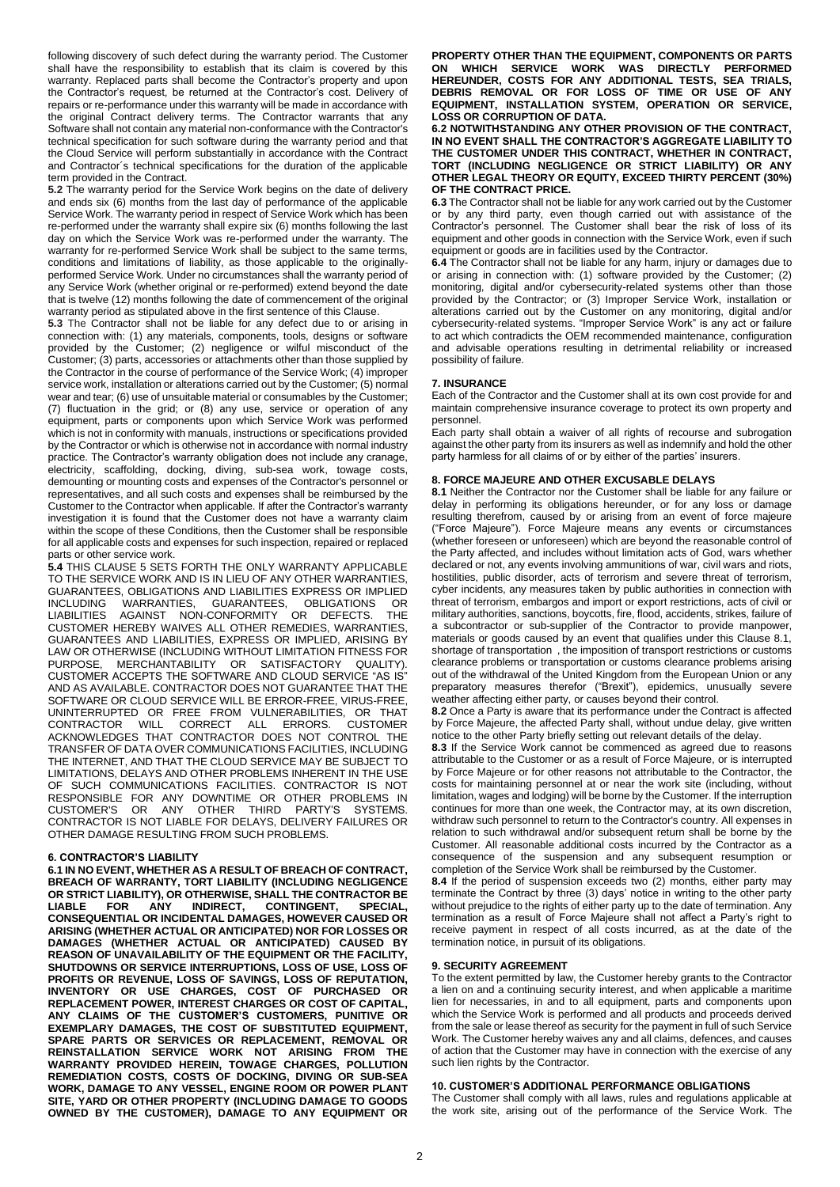following discovery of such defect during the warranty period. The Customer shall have the responsibility to establish that its claim is covered by this warranty. Replaced parts shall become the Contractor's property and upon the Contractor's request, be returned at the Contractor's cost. Delivery of repairs or re-performance under this warranty will be made in accordance with the original Contract delivery terms. The Contractor warrants that any Software shall not contain any material non-conformance with the Contractor's technical specification for such software during the warranty period and that the Cloud Service will perform substantially in accordance with the Contract and Contractor´s technical specifications for the duration of the applicable term provided in the Contract.

**5.2** The warranty period for the Service Work begins on the date of delivery and ends six (6) months from the last day of performance of the applicable Service Work. The warranty period in respect of Service Work which has been re-performed under the warranty shall expire six (6) months following the last day on which the Service Work was re-performed under the warranty. The warranty for re-performed Service Work shall be subject to the same terms, conditions and limitations of liability, as those applicable to the originally-performed Service Work. Under no circumstances shall the warranty period of any Service Work (whether original or re-performed) extend beyond the date that is twelve (12) months following the date of commencement of the original warranty period as stipulated above in the first sentence of this Clause.

**5.3** The Contractor shall not be liable for any defect due to or arising in connection with: (1) any materials, components, tools, designs or software provided by the Customer; (2) negligence or wilful misconduct of the Customer; (3) parts, accessories or attachments other than those supplied by the Contractor in the course of performance of the Service Work; (4) improper service work, installation or alterations carried out by the Customer; (5) normal wear and tear; (6) use of unsuitable material or consumables by the Customer; (7) fluctuation in the grid; or (8) any use, service or operation of any equipment, parts or components upon which Service Work was performed which is not in conformity with manuals, instructions or specifications provided by the Contractor or which is otherwise not in accordance with normal industry practice. The Contractor's warranty obligation does not include any cranage, electricity, scaffolding, docking, diving, sub-sea work, towage costs, demounting or mounting costs and expenses of the Contractor's personnel or representatives, and all such costs and expenses shall be reimbursed by the Customer to the Contractor when applicable. If after the Contractor's warranty investigation it is found that the Customer does not have a warranty claim within the scope of these Conditions, then the Customer shall be responsible for all applicable costs and expenses for such inspection, repaired or replaced parts or other service work.

**5.4** THIS CLAUSE 5 SETS FORTH THE ONLY WARRANTY APPLICABLE TO THE SERVICE WORK AND IS IN LIEU OF ANY OTHER WARRANTIES, GUARANTEES, OBLIGATIONS AND LIABILITIES EXPRESS OR IMPLIED INCLUDING WARRANTIES, GUARANTEES, OBLIGATIONS OR LIABILITIES AGAINST NON-CONFORMITY OR DEFECTS. THE CUSTOMER HEREBY WAIVES ALL OTHER REMEDIES, WARRANTIES, GUARANTEES AND LIABILITIES, EXPRESS OR IMPLIED, ARISING BY LAW OR OTHERWISE (INCLUDING WITHOUT LIMITATION FITNESS FOR PURPOSE, MERCHANTABILITY OR SATISFACTORY QUALITY). CUSTOMER ACCEPTS THE SOFTWARE AND CLOUD SERVICE "AS IS" AND AS AVAILABLE. CONTRACTOR DOES NOT GUARANTEE THAT THE SOFTWARE OR CLOUD SERVICE WILL BE ERROR-FREE, VIRUS-FREE, UNINTERRUPTED OR FREE FROM VULNERABILITIES, OR THAT CONTRACTOR WILL CORRECT ALL ERRORS. CUSTOMER ACKNOWLEDGES THAT CONTRACTOR DOES NOT CONTROL THE TRANSFER OF DATA OVER COMMUNICATIONS FACILITIES, INCLUDING THE INTERNET, AND THAT THE CLOUD SERVICE MAY BE SUBJECT TO LIMITATIONS, DELAYS AND OTHER PROBLEMS INHERENT IN THE USE OF SUCH COMMUNICATIONS FACILITIES. CONTRACTOR IS NOT RESPONSIBLE FOR ANY DOWNTIME OR OTHER PROBLEMS IN CUSTOMER'S OR ANY OTHER THIRD PARTY'S SYSTEMS. CONTRACTOR IS NOT LIABLE FOR DELAYS, DELIVERY FAILURES OR OTHER DAMAGE RESULTING FROM SUCH PROBLEMS.

## 6. CONTRACTOR'S LIABILITY

**6.1 IN NO EVENT, WHETHER AS A RESULT OF BREACH OF CONTRACT, BREACH OF WARRANTY, TORT LIABILITY (INCLUDING NEGLIGENCE OR STRICT LIABILITY), OR OTHERWISE, SHALL THE CONTRACTOR BE LIABLE FOR ANY INDIRECT, CONTINGENT, SPECIAL, CONSEQUENTIAL OR INCIDENTAL DAMAGES, HOWEVER CAUSED OR ARISING (WHETHER ACTUAL OR ANTICIPATED) NOR FOR LOSSES OR DAMAGES (WHETHER ACTUAL OR ANTICIPATED) CAUSED BY REASON OF UNAVAILABILITY OF THE EQUIPMENT OR THE FACILITY, SHUTDOWNS OR SERVICE INTERRUPTIONS, LOSS OF USE, LOSS OF PROFITS OR REVENUE, LOSS OF SAVINGS, LOSS OF REPUTATION, INVENTORY OR USE CHARGES, COST OF PURCHASED OR REPLACEMENT POWER, INTEREST CHARGES OR COST OF CAPITAL, ANY CLAIMS OF THE CUSTOMER'S CUSTOMERS, PUNITIVE OR EXEMPLARY DAMAGES, THE COST OF SUBSTITUTED EQUIPMENT, SPARE PARTS OR SERVICES OR REPLACEMENT, REMOVAL OR REINSTALLATION SERVICE WORK NOT ARISING FROM THE WARRANTY PROVIDED HEREIN, TOWAGE CHARGES, POLLUTION REMEDIATION COSTS, COSTS OF DOCKING, DIVING OR SUB-SEA WORK, DAMAGE TO ANY VESSEL, ENGINE ROOM OR POWER PLANT SITE, YARD OR OTHER PROPERTY (INCLUDING DAMAGE TO GOODS OWNED BY THE CUSTOMER), DAMAGE TO ANY EQUIPMENT OR PROPERTY OTHER THAN THE EQUIPMENT, COMPONENTS OR PARTS ON WHICH SERVICE WORK WAS DIRECTLY PERFORMED HEREUNDER, COSTS FOR ANY ADDITIONAL TESTS, SEA TRIALS, DEBRIS REMOVAL OR FOR LOSS OF TIME OR USE OF ANY EQUIPMENT, INSTALLATION SYSTEM, OPERATION OR SERVICE, LOSS OR CORRUPTION OF DATA.**

**6.2 NOTWITHSTANDING ANY OTHER PROVISION OF THE CONTRACT, IN NO EVENT SHALL THE CONTRACTOR'S AGGREGATE LIABILITY TO THE CUSTOMER UNDER THIS CONTRACT, WHETHER IN CONTRACT, TORT (INCLUDING NEGLIGENCE OR STRICT LIABILITY) OR ANY OTHER LEGAL THEORY OR EQUITY, EXCEED THIRTY PERCENT (30%) OF THE CONTRACT PRICE.**

**6.3** The Contractor shall not be liable for any work carried out by the Customer or by any third party, even though carried out with assistance of the Contractor's personnel. The Customer shall bear the risk of loss of its equipment and other goods in connection with the Service Work, even if such equipment or goods are in facilities used by the Contractor.

**6.4** The Contractor shall not be liable for any harm, injury or damages due to or arising in connection with: (1) software provided by the Customer; (2) monitoring, digital and/or cybersecurity-related systems other than those provided by the Contractor; or (3) Improper Service Work, installation or alterations carried out by the Customer on any monitoring, digital and/or cybersecurity-related systems. "Improper Service Work" is any act or failure to act which contradicts the OEM recommended maintenance, configuration and advisable operations resulting in detrimental reliability or increased possibility of failure.

## 7. INSURANCE

Each of the Contractor and the Customer shall at its own cost provide for and maintain comprehensive insurance coverage to protect its own property and personnel.

Each party shall obtain a waiver of all rights of recourse and subrogation against the other party from its insurers as well as indemnify and hold the other party harmless for all claims of or by either of the parties' insurers.

## 8. FORCE MAJEURE AND OTHER EXCUSABLE DELAYS

**8.1** Neither the Contractor nor the Customer shall be liable for any failure or delay in performing its obligations hereunder, or for any loss or damage resulting therefrom, caused by or arising from an event of force majeure ("Force Majeure"). Force Majeure means any events or circumstances (whether foreseen or unforeseen) which are beyond the reasonable control of the Party affected, and includes without limitation acts of God, wars whether declared or not, any events involving ammunitions of war, civil wars and riots, hostilities, public disorder, acts of terrorism and severe threat of terrorism, cyber incidents, any measures taken by public authorities in connection with threat of terrorism, embargos and import or export restrictions, acts of civil or military authorities, sanctions, boycotts, fire, flood, accidents, strikes, failure of a subcontractor or sub-supplier of the Contractor to provide manpower, materials or goods caused by an event that qualifies under this Clause 8.1, shortage of transportation , the imposition of transport restrictions or customs clearance problems or transportation or customs clearance problems arising out of the withdrawal of the United Kingdom from the European Union or any preparatory measures therefor ("Brexit"), epidemics, unusually severe weather affecting either party, or causes beyond their control.

**8.2** Once a Party is aware that its performance under the Contract is affected by Force Majeure, the affected Party shall, without undue delay, give written notice to the other Party briefly setting out relevant details of the delay.

**8.3** If the Service Work cannot be commenced as agreed due to reasons attributable to the Customer or as a result of Force Majeure, or is interrupted by Force Majeure or for other reasons not attributable to the Contractor, the costs for maintaining personnel at or near the work site (including, without limitation, wages and lodging) will be borne by the Customer. If the interruption continues for more than one week, the Contractor may, at its own discretion, withdraw such personnel to return to the Contractor's country. All expenses in relation to such withdrawal and/or subsequent return shall be borne by the Customer. All reasonable additional costs incurred by the Contractor as a consequence of the suspension and any subsequent resumption or completion of the Service Work shall be reimbursed by the Customer.

**8.4** If the period of suspension exceeds two (2) months, either party may terminate the Contract by three (3) days' notice in writing to the other party without prejudice to the rights of either party up to the date of termination. Any termination as a result of Force Majeure shall not affect a Party's right to receive payment in respect of all costs incurred, as at the date of the termination notice, in pursuit of its obligations.

## 9. SECURITY AGREEMENT

To the extent permitted by law, the Customer hereby grants to the Contractor a lien on and a continuing security interest, and when applicable a maritime lien for necessaries, in and to all equipment, parts and components upon which the Service Work is performed and all products and proceeds derived from the sale or lease thereof as security for the payment in full of such Service Work. The Customer hereby waives any and all claims, defences, and causes of action that the Customer may have in connection with the exercise of any such lien rights by the Contractor.

## 10. CUSTOMER'S ADDITIONAL PERFORMANCE OBLIGATIONS

The Customer shall comply with all laws, rules and regulations applicable at the work site, arising out of the performance of the Service Work. The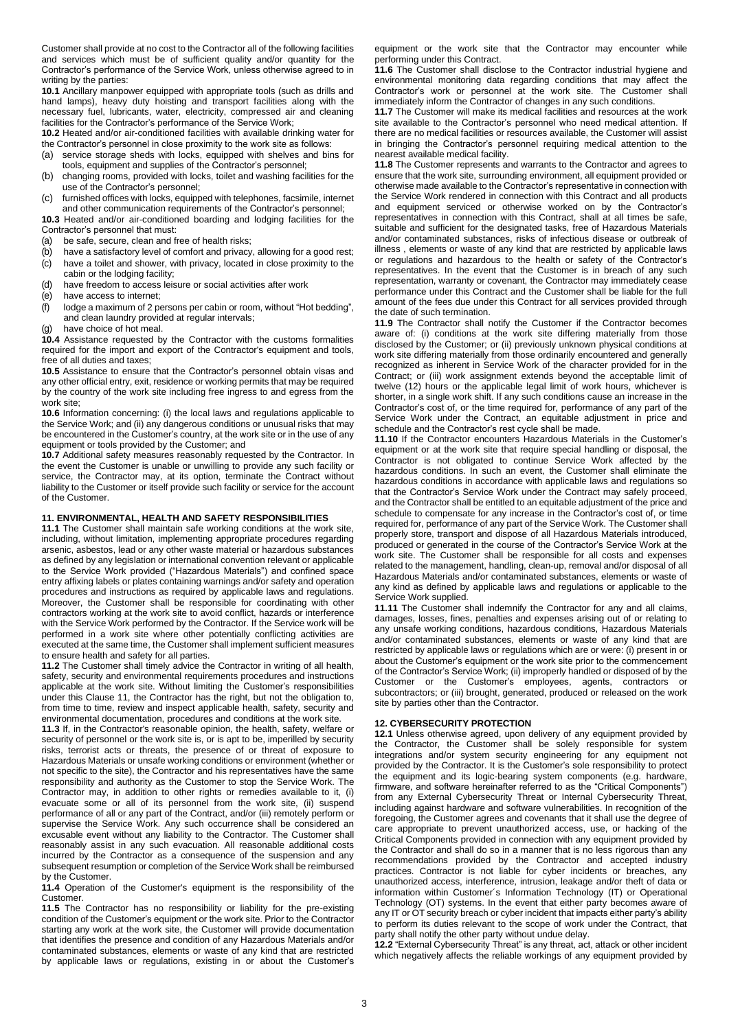Customer shall provide at no cost to the Contractor all of the following facilities and services which must be of sufficient quality and/or quantity for the Contractor's performance of the Service Work, unless otherwise agreed to in writing by the parties:

**10.1** Ancillary manpower equipped with appropriate tools (such as drills and hand lamps), heavy duty hoisting and transport facilities along with the necessary fuel, lubricants, water, electricity, compressed air and cleaning facilities for the Contractor's performance of the Service Work;

**10.2** Heated and/or air-conditioned facilities with available drinking water for the Contractor's personnel in close proximity to the work site as follows:

(a) service storage sheds with locks, equipped with shelves and bins for tools, equipment and supplies of the Contractor's personnel;
(b) changing rooms, provided with locks, toilet and washing facilities for the use of the Contractor's personnel;
(c) furnished offices with locks, equipped with telephones, facsimile, internet and other communication requirements of the Contractor's personnel;

**10.3** Heated and/or air-conditioned boarding and lodging facilities for the Contractor's personnel that must:

(a) be safe, secure, clean and free of health risks;
(b) have a satisfactory level of comfort and privacy, allowing for a good rest;
(c) have a toilet and shower, with privacy, located in close proximity to the cabin or the lodging facility;
(d) have freedom to access leisure or social activities after work
(e) have access to internet;
(f) lodge a maximum of 2 persons per cabin or room, without "Hot bedding", and clean laundry provided at regular intervals;
(g) have choice of hot meal.

**10.4** Assistance requested by the Contractor with the customs formalities required for the import and export of the Contractor's equipment and tools, free of all duties and taxes;

**10.5** Assistance to ensure that the Contractor's personnel obtain visas and any other official entry, exit, residence or working permits that may be required by the country of the work site including free ingress to and egress from the work site;

**10.6** Information concerning: (i) the local laws and regulations applicable to the Service Work; and (ii) any dangerous conditions or unusual risks that may be encountered in the Customer's country, at the work site or in the use of any equipment or tools provided by the Customer; and

**10.7** Additional safety measures reasonably requested by the Contractor. In the event the Customer is unable or unwilling to provide any such facility or service, the Contractor may, at its option, terminate the Contract without liability to the Customer or itself provide such facility or service for the account of the Customer.

## 11. ENVIRONMENTAL, HEALTH AND SAFETY RESPONSIBILITIES

**11.1** The Customer shall maintain safe working conditions at the work site, including, without limitation, implementing appropriate procedures regarding arsenic, asbestos, lead or any other waste material or hazardous substances as defined by any legislation or international convention relevant or applicable to the Service Work provided ("Hazardous Materials") and confined space entry affixing labels or plates containing warnings and/or safety and operation procedures and instructions as required by applicable laws and regulations. Moreover, the Customer shall be responsible for coordinating with other contractors working at the work site to avoid conflict, hazards or interference with the Service Work performed by the Contractor. If the Service work will be performed in a work site where other potentially conflicting activities are executed at the same time, the Customer shall implement sufficient measures to ensure health and safety for all parties.

**11.2** The Customer shall timely advice the Contractor in writing of all health, safety, security and environmental requirements procedures and instructions applicable at the work site. Without limiting the Customer's responsibilities under this Clause 11, the Contractor has the right, but not the obligation to, from time to time, review and inspect applicable health, safety, security and environmental documentation, procedures and conditions at the work site.

**11.3** If, in the Contractor's reasonable opinion, the health, safety, welfare or security of personnel or the work site is, or is apt to be, imperilled by security risks, terrorist acts or threats, the presence of or threat of exposure to Hazardous Materials or unsafe working conditions or environment (whether or not specific to the site), the Contractor and his representatives have the same responsibility and authority as the Customer to stop the Service Work. The Contractor may, in addition to other rights or remedies available to it, (i) evacuate some or all of its personnel from the work site, (ii) suspend performance of all or any part of the Contract, and/or (iii) remotely perform or supervise the Service Work. Any such occurrence shall be considered an excusable event without any liability to the Contractor. The Customer shall reasonably assist in any such evacuation. All reasonable additional costs incurred by the Contractor as a consequence of the suspension and any subsequent resumption or completion of the Service Work shall be reimbursed by the Customer.

**11.4** Operation of the Customer's equipment is the responsibility of the Customer.

**11.5** The Contractor has no responsibility or liability for the pre-existing condition of the Customer's equipment or the work site. Prior to the Contractor starting any work at the work site, the Customer will provide documentation that identifies the presence and condition of any Hazardous Materials and/or contaminated substances, elements or waste of any kind that are restricted by applicable laws or regulations, existing in or about the Customer's equipment or the work site that the Contractor may encounter while performing under this Contract.

**11.6** The Customer shall disclose to the Contractor industrial hygiene and environmental monitoring data regarding conditions that may affect the Contractor's work or personnel at the work site. The Customer shall immediately inform the Contractor of changes in any such conditions.

**11.7** The Customer will make its medical facilities and resources at the work site available to the Contractor's personnel who need medical attention. If there are no medical facilities or resources available, the Customer will assist in bringing the Contractor's personnel requiring medical attention to the nearest available medical facility.

**11.8** The Customer represents and warrants to the Contractor and agrees to ensure that the work site, surrounding environment, all equipment provided or otherwise made available to the Contractor's representative in connection with the Service Work rendered in connection with this Contract and all products and equipment serviced or otherwise worked on by the Contractor's representatives in connection with this Contract, shall at all times be safe, suitable and sufficient for the designated tasks, free of Hazardous Materials and/or contaminated substances, risks of infectious disease or outbreak of illness , elements or waste of any kind that are restricted by applicable laws or regulations and hazardous to the health or safety of the Contractor's representatives. In the event that the Customer is in breach of any such representation, warranty or covenant, the Contractor may immediately cease performance under this Contract and the Customer shall be liable for the full amount of the fees due under this Contract for all services provided through the date of such termination.

**11.9** The Contractor shall notify the Customer if the Contractor becomes aware of: (i) conditions at the work site differing materially from those disclosed by the Customer; or (ii) previously unknown physical conditions at work site differing materially from those ordinarily encountered and generally recognized as inherent in Service Work of the character provided for in the Contract; or (iii) work assignment extends beyond the acceptable limit of twelve (12) hours or the applicable legal limit of work hours, whichever is shorter, in a single work shift. If any such conditions cause an increase in the Contractor's cost of, or the time required for, performance of any part of the Service Work under the Contract, an equitable adjustment in price and schedule and the Contractor's rest cycle shall be made.

**11.10** If the Contractor encounters Hazardous Materials in the Customer's equipment or at the work site that require special handling or disposal, the Contractor is not obligated to continue Service Work affected by the hazardous conditions. In such an event, the Customer shall eliminate the hazardous conditions in accordance with applicable laws and regulations so that the Contractor's Service Work under the Contract may safely proceed, and the Contractor shall be entitled to an equitable adjustment of the price and schedule to compensate for any increase in the Contractor's cost of, or time required for, performance of any part of the Service Work. The Customer shall properly store, transport and dispose of all Hazardous Materials introduced, produced or generated in the course of the Contractor's Service Work at the work site. The Customer shall be responsible for all costs and expenses related to the management, handling, clean-up, removal and/or disposal of all Hazardous Materials and/or contaminated substances, elements or waste of any kind as defined by applicable laws and regulations or applicable to the Service Work supplied.

**11.11** The Customer shall indemnify the Contractor for any and all claims, damages, losses, fines, penalties and expenses arising out of or relating to any unsafe working conditions, hazardous conditions, Hazardous Materials and/or contaminated substances, elements or waste of any kind that are restricted by applicable laws or regulations which are or were: (i) present in or about the Customer's equipment or the work site prior to the commencement of the Contractor's Service Work; (ii) improperly handled or disposed of by the Customer or the Customer's employees, agents, contractors or subcontractors; or (iii) brought, generated, produced or released on the work site by parties other than the Contractor.

## 12. CYBERSECURITY PROTECTION

**12.1** Unless otherwise agreed, upon delivery of any equipment provided by the Contractor, the Customer shall be solely responsible for system integrations and/or system security engineering for any equipment not provided by the Contractor. It is the Customer's sole responsibility to protect the equipment and its logic-bearing system components (e.g. hardware, firmware, and software hereinafter referred to as the "Critical Components") from any External Cybersecurity Threat or Internal Cybersecurity Threat, including against hardware and software vulnerabilities. In recognition of the foregoing, the Customer agrees and covenants that it shall use the degree of care appropriate to prevent unauthorized access, use, or hacking of the Critical Components provided in connection with any equipment provided by the Contractor and shall do so in a manner that is no less rigorous than any recommendations provided by the Contractor and accepted industry practices. Contractor is not liable for cyber incidents or breaches, any unauthorized access, interference, intrusion, leakage and/or theft of data or information within Customer´s Information Technology (IT) or Operational Technology (OT) systems. In the event that either party becomes aware of any IT or OT security breach or cyber incident that impacts either party's ability to perform its duties relevant to the scope of work under the Contract, that party shall notify the other party without undue delay.

**12.2** "External Cybersecurity Threat" is any threat, act, attack or other incident which negatively affects the reliable workings of any equipment provided by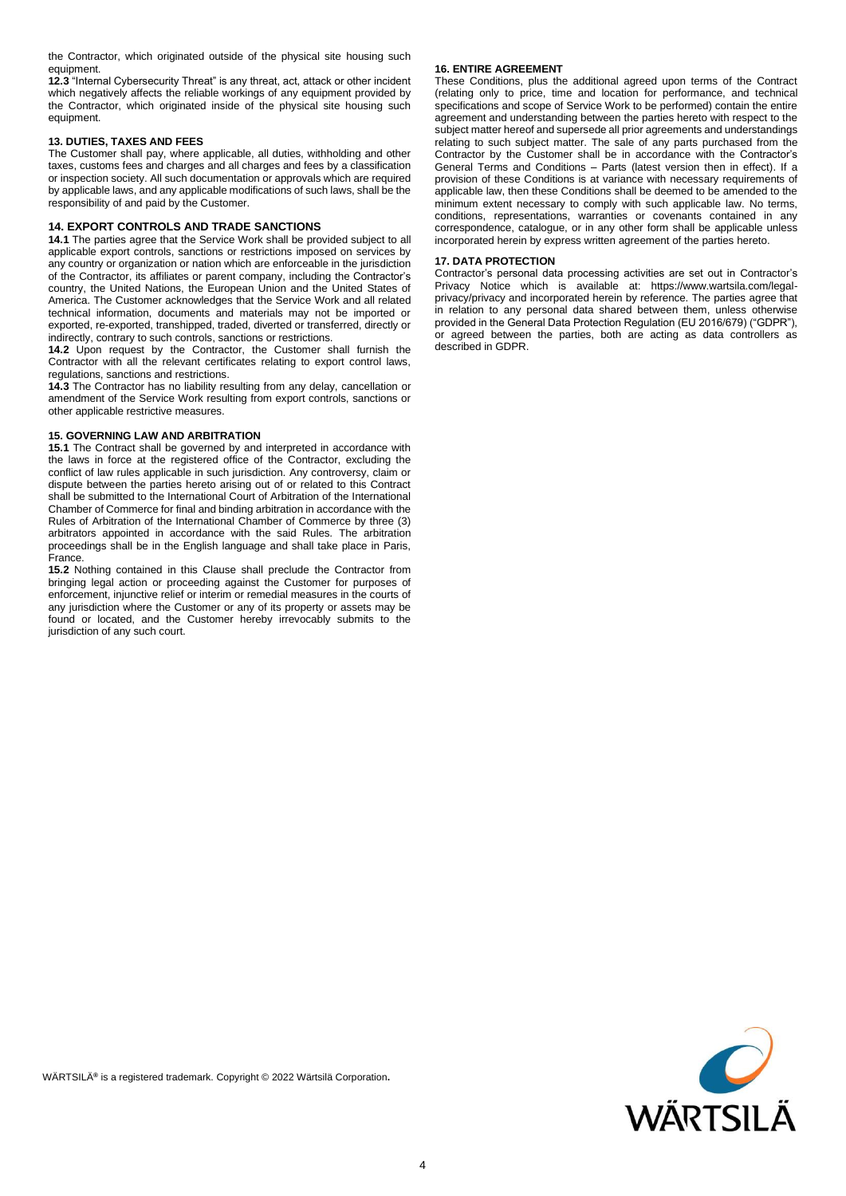the Contractor, which originated outside of the physical site housing such equipment.

**12.3** "Internal Cybersecurity Threat" is any threat, act, attack or other incident which negatively affects the reliable workings of any equipment provided by the Contractor, which originated inside of the physical site housing such equipment.

### 13. DUTIES, TAXES AND FEES

The Customer shall pay, where applicable, all duties, withholding and other taxes, customs fees and charges and all charges and fees by a classification or inspection society. All such documentation or approvals which are required by applicable laws, and any applicable modifications of such laws, shall be the responsibility of and paid by the Customer.

### 14. EXPORT CONTROLS AND TRADE SANCTIONS

**14.1** The parties agree that the Service Work shall be provided subject to all applicable export controls, sanctions or restrictions imposed on services by any country or organization or nation which are enforceable in the jurisdiction of the Contractor, its affiliates or parent company, including the Contractor's country, the United Nations, the European Union and the United States of America. The Customer acknowledges that the Service Work and all related technical information, documents and materials may not be imported or exported, re-exported, transhipped, traded, diverted or transferred, directly or indirectly, contrary to such controls, sanctions or restrictions.

**14.2** Upon request by the Contractor, the Customer shall furnish the Contractor with all the relevant certificates relating to export control laws, regulations, sanctions and restrictions.

**14.3** The Contractor has no liability resulting from any delay, cancellation or amendment of the Service Work resulting from export controls, sanctions or other applicable restrictive measures.

### 15. GOVERNING LAW AND ARBITRATION

**15.1** The Contract shall be governed by and interpreted in accordance with the laws in force at the registered office of the Contractor, excluding the conflict of law rules applicable in such jurisdiction. Any controversy, claim or dispute between the parties hereto arising out of or related to this Contract shall be submitted to the International Court of Arbitration of the International Chamber of Commerce for final and binding arbitration in accordance with the Rules of Arbitration of the International Chamber of Commerce by three (3) arbitrators appointed in accordance with the said Rules. The arbitration proceedings shall be in the English language and shall take place in Paris, France.

**15.2** Nothing contained in this Clause shall preclude the Contractor from bringing legal action or proceeding against the Customer for purposes of enforcement, injunctive relief or interim or remedial measures in the courts of any jurisdiction where the Customer or any of its property or assets may be found or located, and the Customer hereby irrevocably submits to the jurisdiction of any such court.

### 16. ENTIRE AGREEMENT

These Conditions, plus the additional agreed upon terms of the Contract (relating only to price, time and location for performance, and technical specifications and scope of Service Work to be performed) contain the entire agreement and understanding between the parties hereto with respect to the subject matter hereof and supersede all prior agreements and understandings relating to such subject matter. The sale of any parts purchased from the Contractor by the Customer shall be in accordance with the Contractor's General Terms and Conditions – Parts (latest version then in effect). If a provision of these Conditions is at variance with necessary requirements of applicable law, then these Conditions shall be deemed to be amended to the minimum extent necessary to comply with such applicable law. No terms, conditions, representations, warranties or covenants contained in any correspondence, catalogue, or in any other form shall be applicable unless incorporated herein by express written agreement of the parties hereto.

### 17. DATA PROTECTION

Contractor's personal data processing activities are set out in Contractor's Privacy Notice which is available at: https://www.wartsila.com/legal-privacy/privacy and incorporated herein by reference. The parties agree that in relation to any personal data shared between them, unless otherwise provided in the General Data Protection Regulation (EU 2016/679) ("GDPR"), or agreed between the parties, both are acting as data controllers as described in GDPR.

WÄRTSILÄ® is a registered trademark. Copyright © 2022 Wärtsilä Corporation.

WÄRTSILÄ